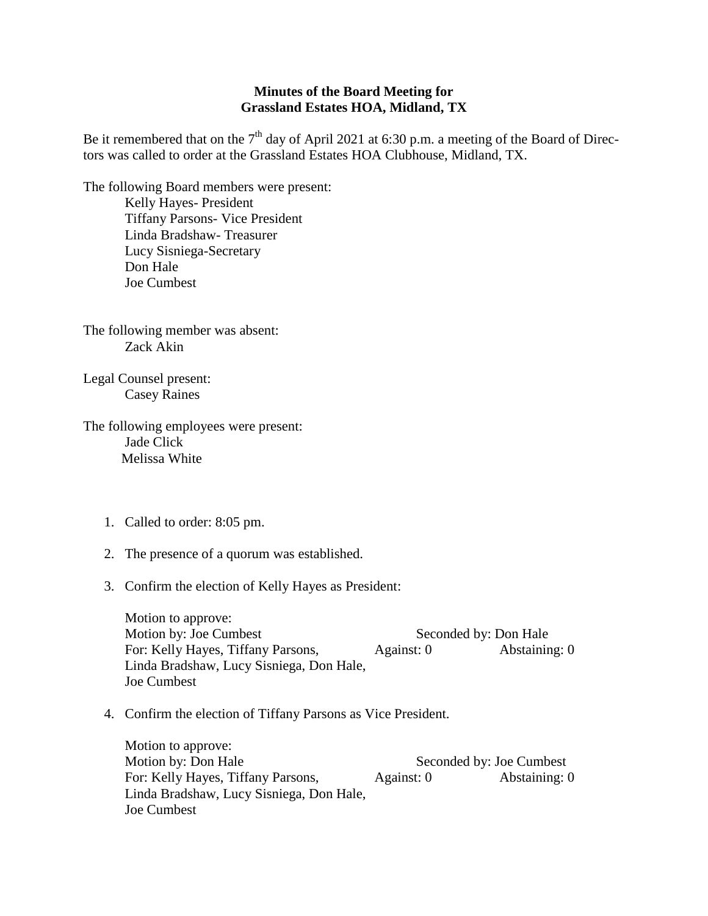**Minutes of the Board Meeting for**
**Grassland Estates HOA, Midland, TX**

Be it remembered that on the 7th day of April 2021 at 6:30 p.m. a meeting of the Board of Directors was called to order at the Grassland Estates HOA Clubhouse, Midland, TX.

The following Board members were present:

Kelly Hayes- President
Tiffany Parsons- Vice President
Linda Bradshaw- Treasurer
Lucy Sisniega-Secretary
Don Hale
Joe Cumbest

The following member was absent:

Zack Akin

Legal Counsel present:

Casey Raines

The following employees were present:

Jade Click
Melissa White

1. Called to order: 8:05 pm.

2. The presence of a quorum was established.

3. Confirm the election of Kelly Hayes as President:

   Motion to approve:
   Motion by: Joe Cumbest — Seconded by: Don Hale
   For: Kelly Hayes, Tiffany Parsons, Linda Bradshaw, Lucy Sisniega, Don Hale, Joe Cumbest — Against: 0 — Abstaining: 0

4. Confirm the election of Tiffany Parsons as Vice President.

   Motion to approve:
   Motion by: Don Hale — Seconded by: Joe Cumbest
   For: Kelly Hayes, Tiffany Parsons, Linda Bradshaw, Lucy Sisniega, Don Hale, Joe Cumbest — Against: 0 — Abstaining: 0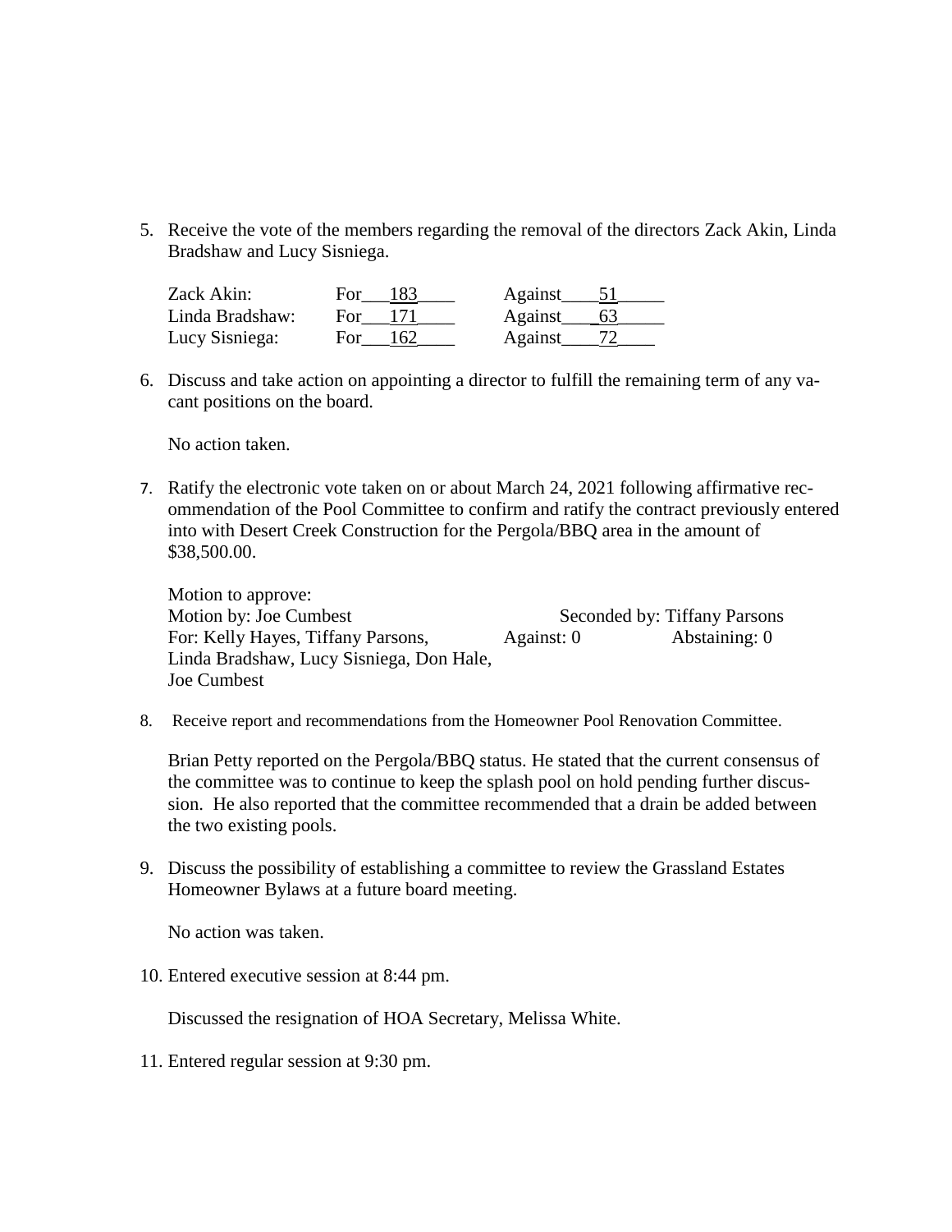5. Receive the vote of the members regarding the removal of the directors Zack Akin, Linda Bradshaw and Lucy Sisniega.

| | | |
|---|---|---|
| Zack Akin: | For 183 | Against 51 |
| Linda Bradshaw: | For 171 | Against 63 |
| Lucy Sisniega: | For 162 | Against 72 |

6. Discuss and take action on appointing a director to fulfill the remaining term of any vacant positions on the board.

   No action taken.

7. Ratify the electronic vote taken on or about March 24, 2021 following affirmative recommendation of the Pool Committee to confirm and ratify the contract previously entered into with Desert Creek Construction for the Pergola/BBQ area in the amount of $38,500.00.

   Motion to approve:
   Motion by: Joe Cumbest  Seconded by: Tiffany Parsons
   For: Kelly Hayes, Tiffany Parsons, Linda Bradshaw, Lucy Sisniega, Don Hale, Joe Cumbest  Against: 0  Abstaining: 0

8. Receive report and recommendations from the Homeowner Pool Renovation Committee.

   Brian Petty reported on the Pergola/BBQ status. He stated that the current consensus of the committee was to continue to keep the splash pool on hold pending further discussion. He also reported that the committee recommended that a drain be added between the two existing pools.

9. Discuss the possibility of establishing a committee to review the Grassland Estates Homeowner Bylaws at a future board meeting.

   No action was taken.

10. Entered executive session at 8:44 pm.

    Discussed the resignation of HOA Secretary, Melissa White.

11. Entered regular session at 9:30 pm.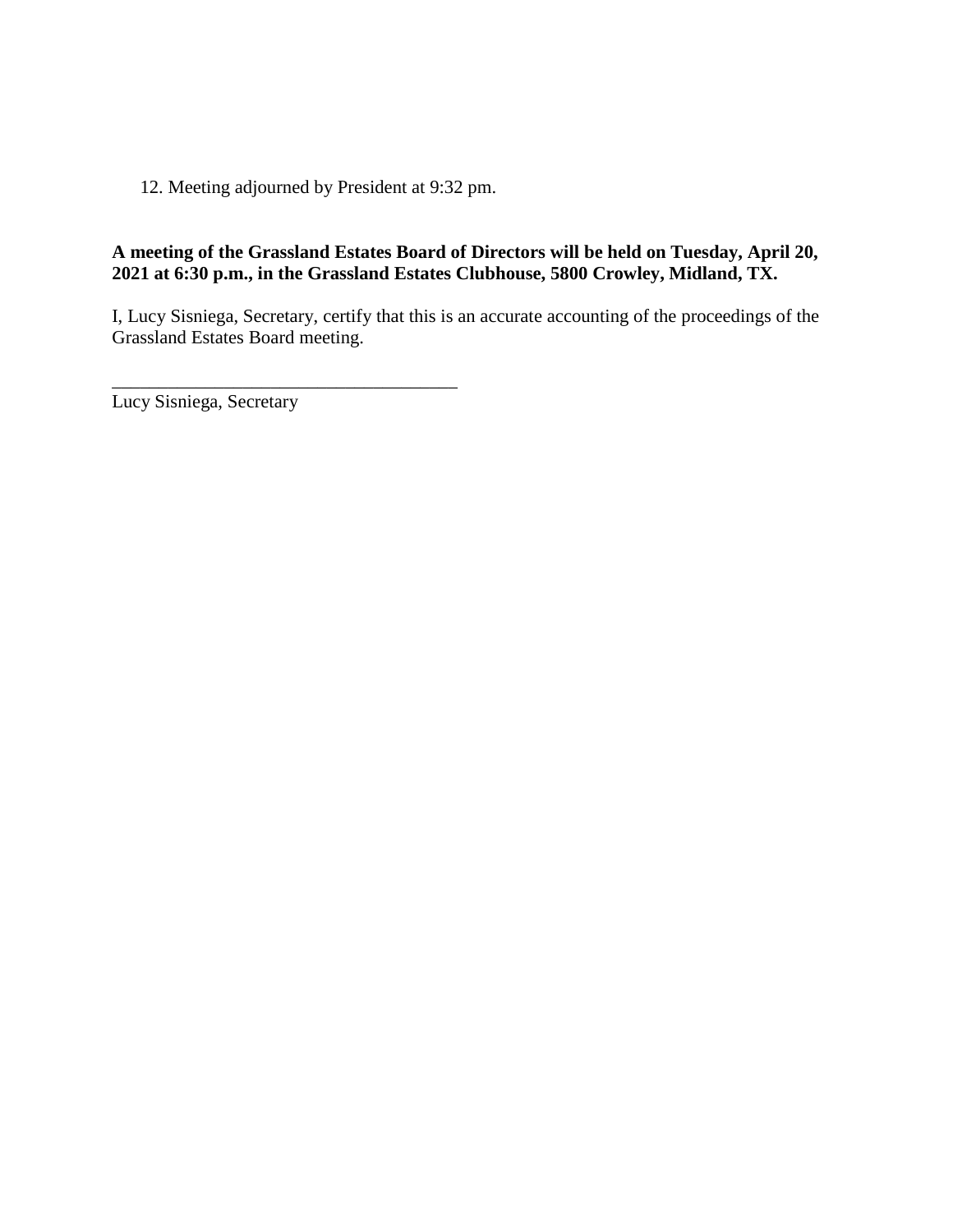12. Meeting adjourned by President at 9:32 pm.

**A meeting of the Grassland Estates Board of Directors will be held on Tuesday, April 20, 2021 at 6:30 p.m., in the Grassland Estates Clubhouse, 5800 Crowley, Midland, TX.**

I, Lucy Sisniega, Secretary, certify that this is an accurate accounting of the proceedings of the Grassland Estates Board meeting.

______________________________________
Lucy Sisniega, Secretary